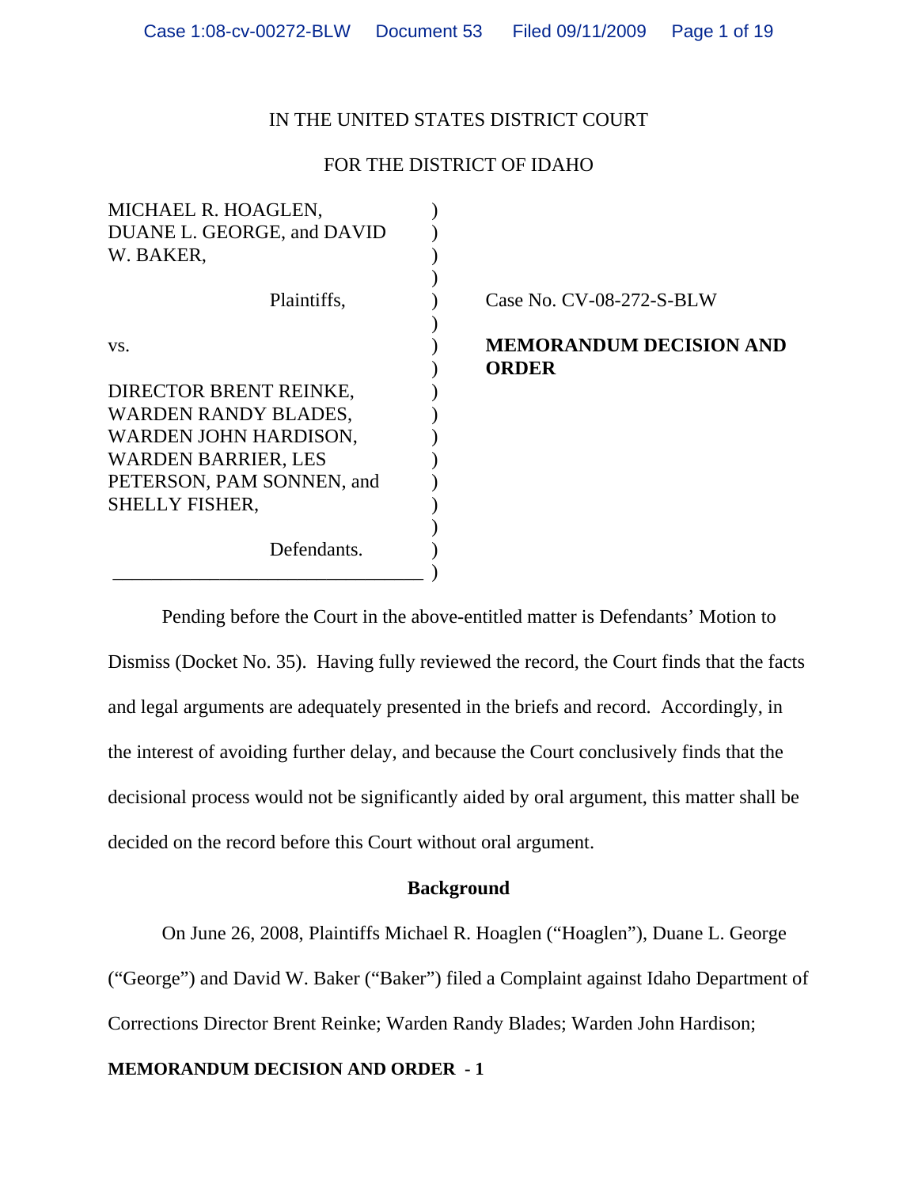IN THE UNITED STATES DISTRICT COURT

FOR THE DISTRICT OF IDAHO

| | |
|---|---|
| MICHAEL R. HOAGLEN, DUANE L. GEORGE, and DAVID W. BAKER,<br><br>Plaintiffs,<br><br>vs.<br><br>DIRECTOR BRENT REINKE, WARDEN RANDY BLADES, WARDEN JOHN HARDISON, WARDEN BARRIER, LES PETERSON, PAM SONNEN, and SHELLY FISHER,<br><br>Defendants. | Case No. CV-08-272-S-BLW<br><br>**MEMORANDUM DECISION AND ORDER** |

Pending before the Court in the above-entitled matter is Defendants' Motion to Dismiss (Docket No. 35). Having fully reviewed the record, the Court finds that the facts and legal arguments are adequately presented in the briefs and record. Accordingly, in the interest of avoiding further delay, and because the Court conclusively finds that the decisional process would not be significantly aided by oral argument, this matter shall be decided on the record before this Court without oral argument.

**Background**

On June 26, 2008, Plaintiffs Michael R. Hoaglen ("Hoaglen"), Duane L. George ("George") and David W. Baker ("Baker") filed a Complaint against Idaho Department of Corrections Director Brent Reinke; Warden Randy Blades; Warden John Hardison;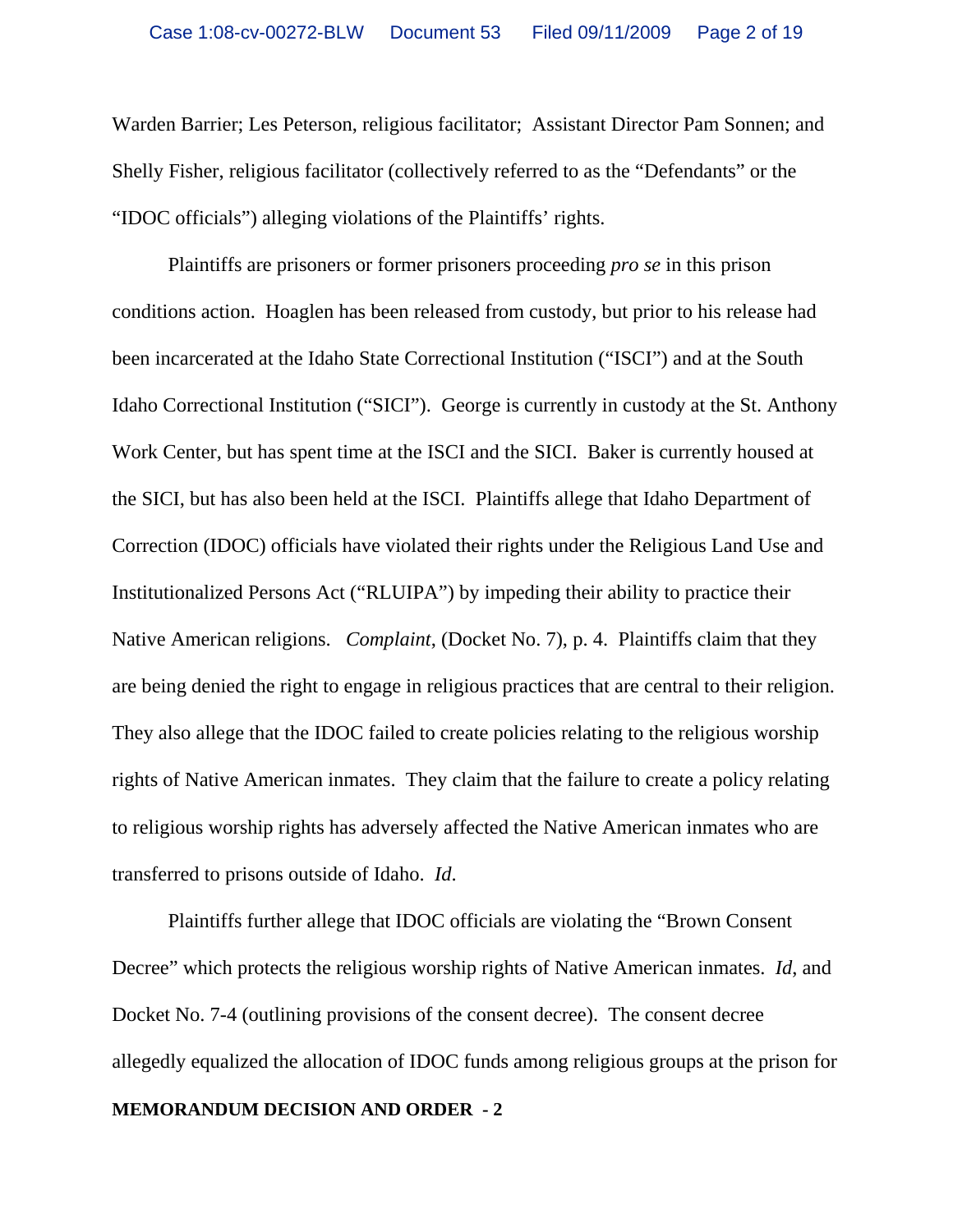Warden Barrier; Les Peterson, religious facilitator; Assistant Director Pam Sonnen; and Shelly Fisher, religious facilitator (collectively referred to as the "Defendants" or the "IDOC officials") alleging violations of the Plaintiffs' rights.

Plaintiffs are prisoners or former prisoners proceeding *pro se* in this prison conditions action. Hoaglen has been released from custody, but prior to his release had been incarcerated at the Idaho State Correctional Institution ("ISCI") and at the South Idaho Correctional Institution ("SICI"). George is currently in custody at the St. Anthony Work Center, but has spent time at the ISCI and the SICI. Baker is currently housed at the SICI, but has also been held at the ISCI. Plaintiffs allege that Idaho Department of Correction (IDOC) officials have violated their rights under the Religious Land Use and Institutionalized Persons Act ("RLUIPA") by impeding their ability to practice their Native American religions. *Complaint*, (Docket No. 7), p. 4. Plaintiffs claim that they are being denied the right to engage in religious practices that are central to their religion. They also allege that the IDOC failed to create policies relating to the religious worship rights of Native American inmates. They claim that the failure to create a policy relating to religious worship rights has adversely affected the Native American inmates who are transferred to prisons outside of Idaho. *Id*.

Plaintiffs further allege that IDOC officials are violating the "Brown Consent Decree" which protects the religious worship rights of Native American inmates. *Id*, and Docket No. 7-4 (outlining provisions of the consent decree). The consent decree allegedly equalized the allocation of IDOC funds among religious groups at the prison for

**MEMORANDUM DECISION AND ORDER - 2**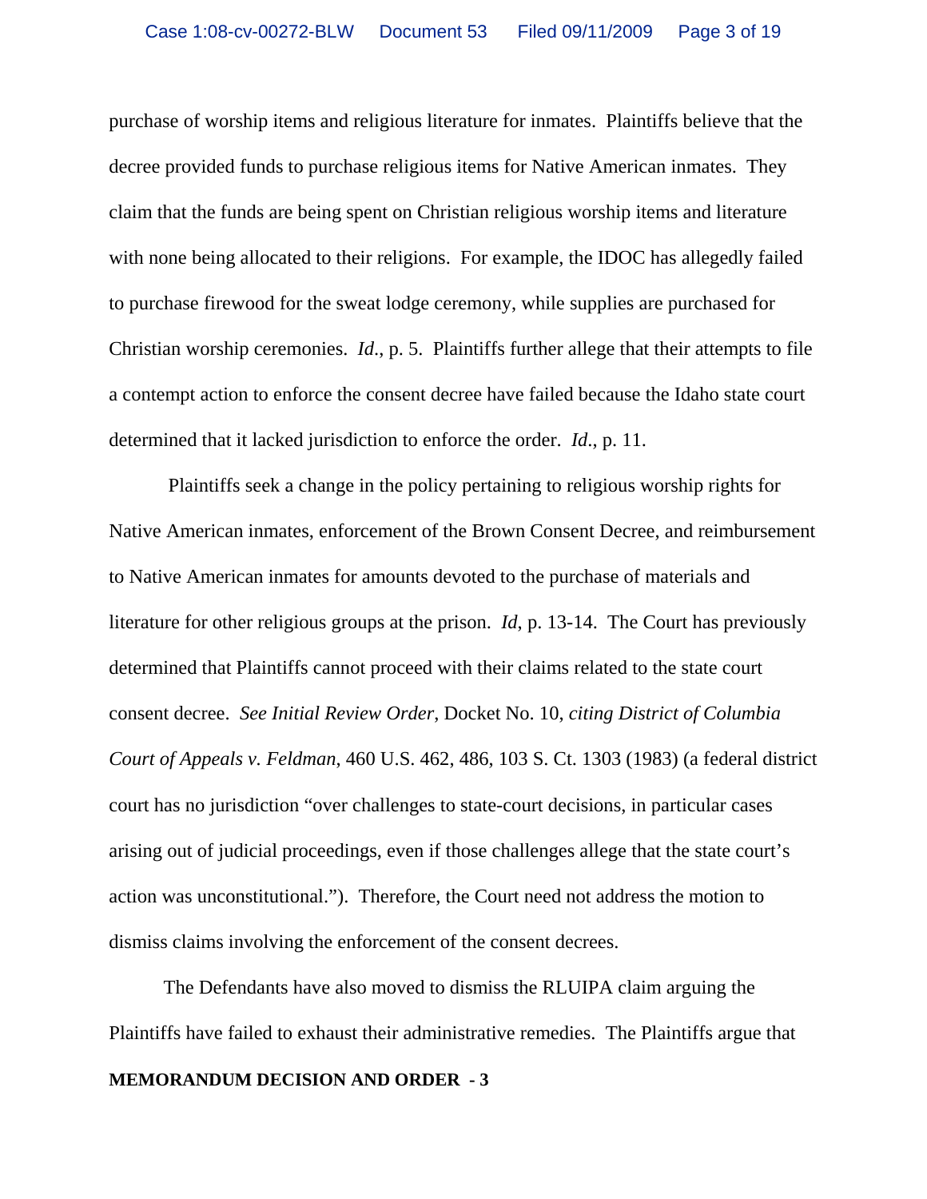purchase of worship items and religious literature for inmates. Plaintiffs believe that the decree provided funds to purchase religious items for Native American inmates. They claim that the funds are being spent on Christian religious worship items and literature with none being allocated to their religions. For example, the IDOC has allegedly failed to purchase firewood for the sweat lodge ceremony, while supplies are purchased for Christian worship ceremonies. *Id*., p. 5. Plaintiffs further allege that their attempts to file a contempt action to enforce the consent decree have failed because the Idaho state court determined that it lacked jurisdiction to enforce the order. *Id*., p. 11.

Plaintiffs seek a change in the policy pertaining to religious worship rights for Native American inmates, enforcement of the Brown Consent Decree, and reimbursement to Native American inmates for amounts devoted to the purchase of materials and literature for other religious groups at the prison. *Id*, p. 13-14. The Court has previously determined that Plaintiffs cannot proceed with their claims related to the state court consent decree. *See Initial Review Order*, Docket No. 10, *citing District of Columbia Court of Appeals v. Feldman*, 460 U.S. 462, 486, 103 S. Ct. 1303 (1983) (a federal district court has no jurisdiction "over challenges to state-court decisions, in particular cases arising out of judicial proceedings, even if those challenges allege that the state court's action was unconstitutional."). Therefore, the Court need not address the motion to dismiss claims involving the enforcement of the consent decrees.

The Defendants have also moved to dismiss the RLUIPA claim arguing the Plaintiffs have failed to exhaust their administrative remedies. The Plaintiffs argue that

**MEMORANDUM DECISION AND ORDER - 3**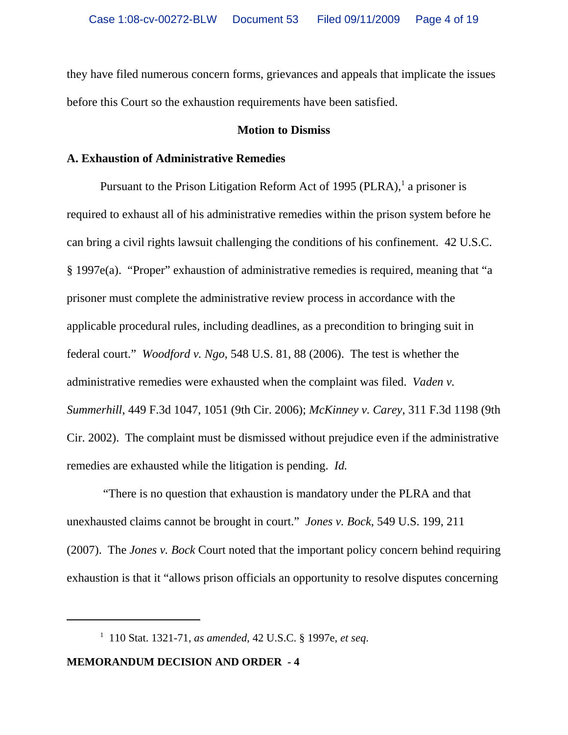they have filed numerous concern forms, grievances and appeals that implicate the issues before this Court so the exhaustion requirements have been satisfied.

**Motion to Dismiss**

**A. Exhaustion of Administrative Remedies**

Pursuant to the Prison Litigation Reform Act of 1995 (PLRA),[1] a prisoner is required to exhaust all of his administrative remedies within the prison system before he can bring a civil rights lawsuit challenging the conditions of his confinement. 42 U.S.C. § 1997e(a). "Proper" exhaustion of administrative remedies is required, meaning that "a prisoner must complete the administrative review process in accordance with the applicable procedural rules, including deadlines, as a precondition to bringing suit in federal court." *Woodford v. Ngo*, 548 U.S. 81, 88 (2006). The test is whether the administrative remedies were exhausted when the complaint was filed. *Vaden v. Summerhill*, 449 F.3d 1047, 1051 (9th Cir. 2006); *McKinney v. Carey*, 311 F.3d 1198 (9th Cir. 2002). The complaint must be dismissed without prejudice even if the administrative remedies are exhausted while the litigation is pending. *Id.*

"There is no question that exhaustion is mandatory under the PLRA and that unexhausted claims cannot be brought in court." *Jones v. Bock*, 549 U.S. 199, 211 (2007). The *Jones v. Bock* Court noted that the important policy concern behind requiring exhaustion is that it "allows prison officials an opportunity to resolve disputes concerning

[1] 110 Stat. 1321-71, *as amended*, 42 U.S.C. § 1997e, *et seq*.

**MEMORANDUM DECISION AND ORDER - 4**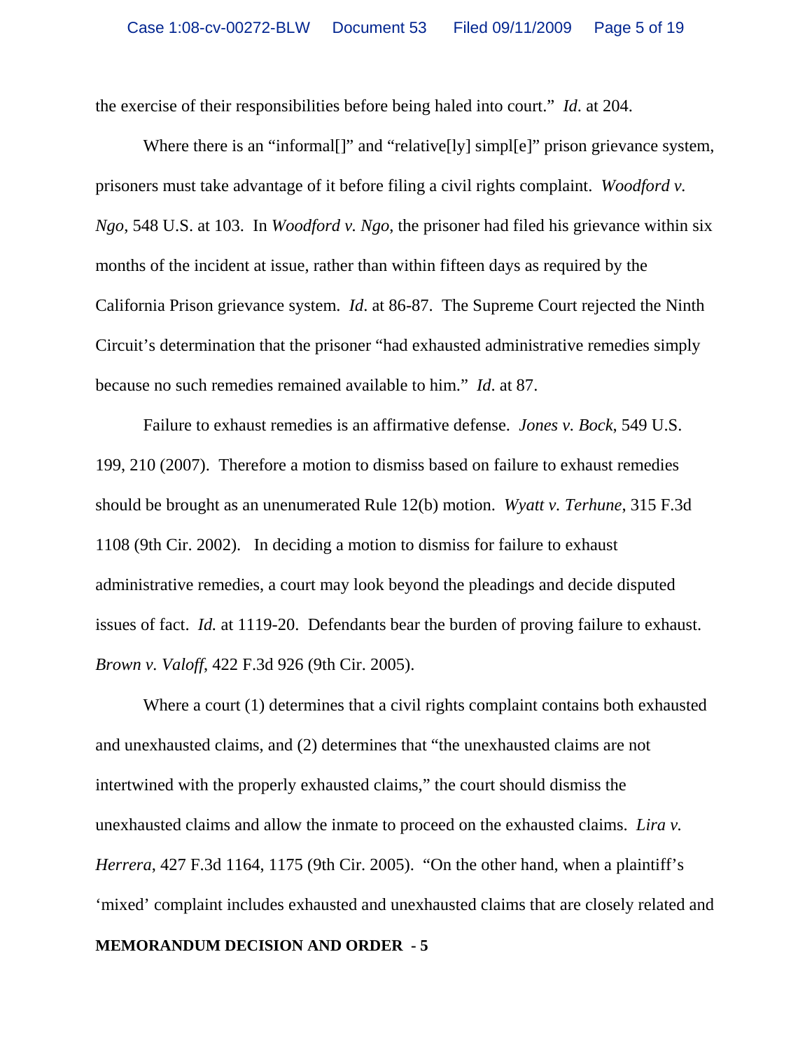the exercise of their responsibilities before being haled into court." *Id*. at 204.

Where there is an "informal[]" and "relative[ly] simpl[e]" prison grievance system, prisoners must take advantage of it before filing a civil rights complaint. *Woodford v. Ngo*, 548 U.S. at 103. In *Woodford v. Ngo*, the prisoner had filed his grievance within six months of the incident at issue, rather than within fifteen days as required by the California Prison grievance system. *Id*. at 86-87. The Supreme Court rejected the Ninth Circuit's determination that the prisoner "had exhausted administrative remedies simply because no such remedies remained available to him." *Id*. at 87.

Failure to exhaust remedies is an affirmative defense. *Jones v. Bock*, 549 U.S. 199, 210 (2007). Therefore a motion to dismiss based on failure to exhaust remedies should be brought as an unenumerated Rule 12(b) motion. *Wyatt v. Terhune*, 315 F.3d 1108 (9th Cir. 2002). In deciding a motion to dismiss for failure to exhaust administrative remedies, a court may look beyond the pleadings and decide disputed issues of fact. *Id.* at 1119-20. Defendants bear the burden of proving failure to exhaust. *Brown v. Valoff*, 422 F.3d 926 (9th Cir. 2005).

Where a court (1) determines that a civil rights complaint contains both exhausted and unexhausted claims, and (2) determines that "the unexhausted claims are not intertwined with the properly exhausted claims," the court should dismiss the unexhausted claims and allow the inmate to proceed on the exhausted claims. *Lira v. Herrera*, 427 F.3d 1164, 1175 (9th Cir. 2005). "On the other hand, when a plaintiff's 'mixed' complaint includes exhausted and unexhausted claims that are closely related and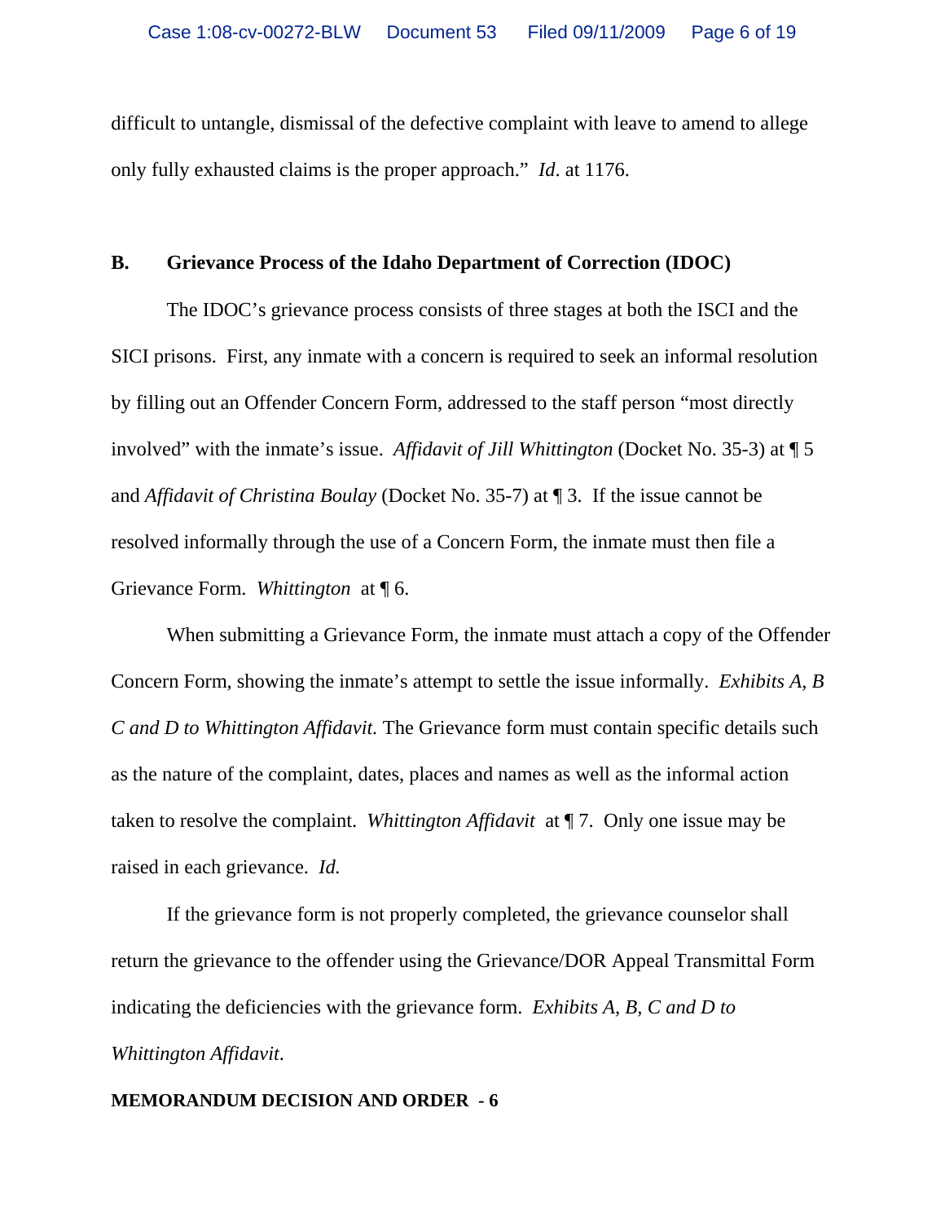difficult to untangle, dismissal of the defective complaint with leave to amend to allege only fully exhausted claims is the proper approach." *Id*. at 1176.

## B. Grievance Process of the Idaho Department of Correction (IDOC)

The IDOC's grievance process consists of three stages at both the ISCI and the SICI prisons. First, any inmate with a concern is required to seek an informal resolution by filling out an Offender Concern Form, addressed to the staff person "most directly involved" with the inmate's issue. *Affidavit of Jill Whittington* (Docket No. 35-3) at ¶ 5 and *Affidavit of Christina Boulay* (Docket No. 35-7) at ¶ 3. If the issue cannot be resolved informally through the use of a Concern Form, the inmate must then file a Grievance Form. *Whittington* at ¶ 6.

When submitting a Grievance Form, the inmate must attach a copy of the Offender Concern Form, showing the inmate's attempt to settle the issue informally. *Exhibits A, B C and D to Whittington Affidavit.* The Grievance form must contain specific details such as the nature of the complaint, dates, places and names as well as the informal action taken to resolve the complaint. *Whittington Affidavit* at ¶ 7. Only one issue may be raised in each grievance. *Id.*

If the grievance form is not properly completed, the grievance counselor shall return the grievance to the offender using the Grievance/DOR Appeal Transmittal Form indicating the deficiencies with the grievance form. *Exhibits A, B, C and D to Whittington Affidavit*.

**MEMORANDUM DECISION AND ORDER - 6**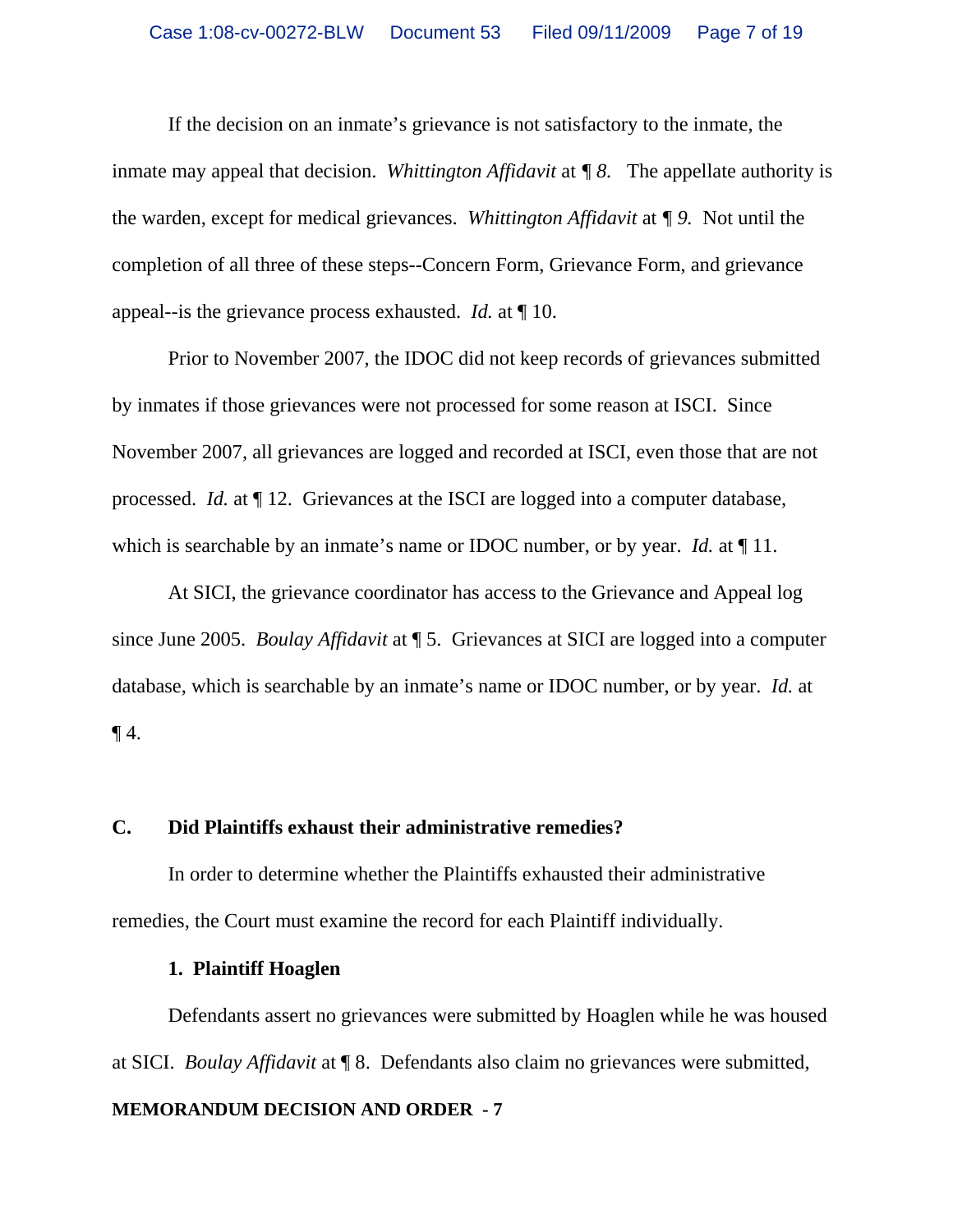If the decision on an inmate's grievance is not satisfactory to the inmate, the inmate may appeal that decision. *Whittington Affidavit* at ¶ *8.* The appellate authority is the warden, except for medical grievances. *Whittington Affidavit* at ¶ *9.* Not until the completion of all three of these steps--Concern Form, Grievance Form, and grievance appeal--is the grievance process exhausted. *Id.* at ¶ 10.

Prior to November 2007, the IDOC did not keep records of grievances submitted by inmates if those grievances were not processed for some reason at ISCI. Since November 2007, all grievances are logged and recorded at ISCI, even those that are not processed. *Id.* at ¶ 12. Grievances at the ISCI are logged into a computer database, which is searchable by an inmate's name or IDOC number, or by year. *Id.* at ¶ 11.

At SICI, the grievance coordinator has access to the Grievance and Appeal log since June 2005. *Boulay Affidavit* at ¶ 5. Grievances at SICI are logged into a computer database, which is searchable by an inmate's name or IDOC number, or by year. *Id.* at ¶ 4.

## C. Did Plaintiffs exhaust their administrative remedies?

In order to determine whether the Plaintiffs exhausted their administrative remedies, the Court must examine the record for each Plaintiff individually.

### 1. Plaintiff Hoaglen

Defendants assert no grievances were submitted by Hoaglen while he was housed at SICI. *Boulay Affidavit* at ¶ 8. Defendants also claim no grievances were submitted,

**MEMORANDUM DECISION AND ORDER - 7**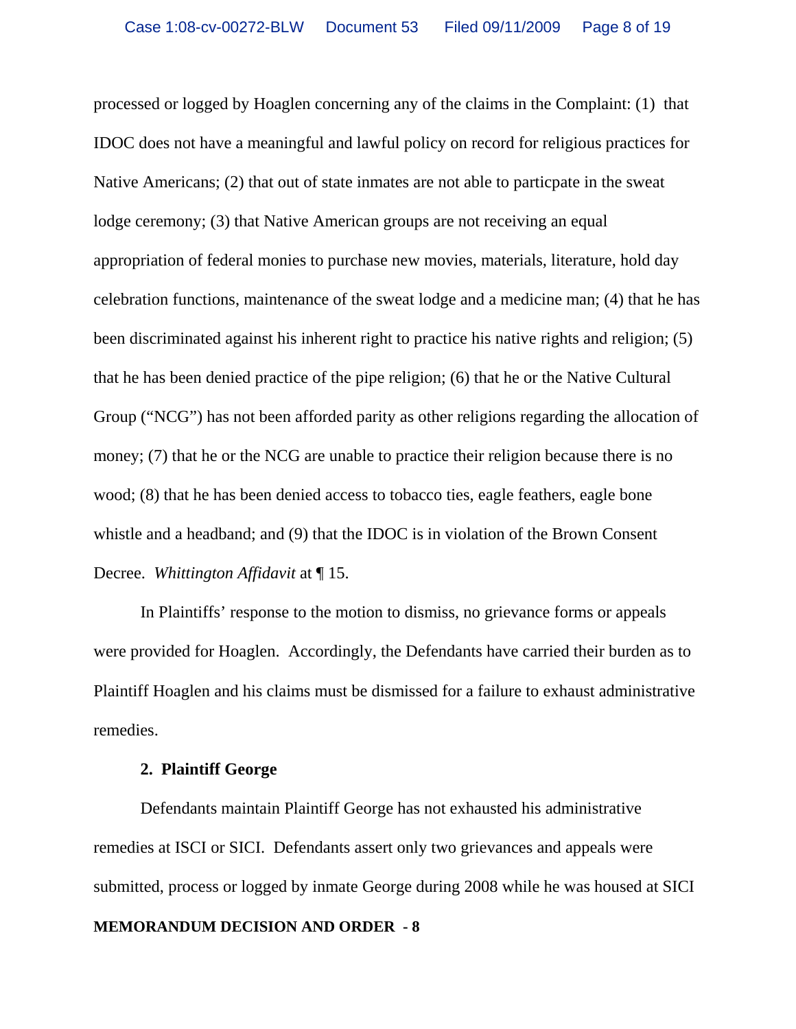processed or logged by Hoaglen concerning any of the claims in the Complaint: (1) that IDOC does not have a meaningful and lawful policy on record for religious practices for Native Americans; (2) that out of state inmates are not able to particpate in the sweat lodge ceremony; (3) that Native American groups are not receiving an equal appropriation of federal monies to purchase new movies, materials, literature, hold day celebration functions, maintenance of the sweat lodge and a medicine man; (4) that he has been discriminated against his inherent right to practice his native rights and religion; (5) that he has been denied practice of the pipe religion; (6) that he or the Native Cultural Group ("NCG") has not been afforded parity as other religions regarding the allocation of money; (7) that he or the NCG are unable to practice their religion because there is no wood; (8) that he has been denied access to tobacco ties, eagle feathers, eagle bone whistle and a headband; and (9) that the IDOC is in violation of the Brown Consent Decree. *Whittington Affidavit* at ¶ 15.

In Plaintiffs' response to the motion to dismiss, no grievance forms or appeals were provided for Hoaglen. Accordingly, the Defendants have carried their burden as to Plaintiff Hoaglen and his claims must be dismissed for a failure to exhaust administrative remedies.

**2. Plaintiff George**

Defendants maintain Plaintiff George has not exhausted his administrative remedies at ISCI or SICI. Defendants assert only two grievances and appeals were submitted, process or logged by inmate George during 2008 while he was housed at SICI

**MEMORANDUM DECISION AND ORDER - 8**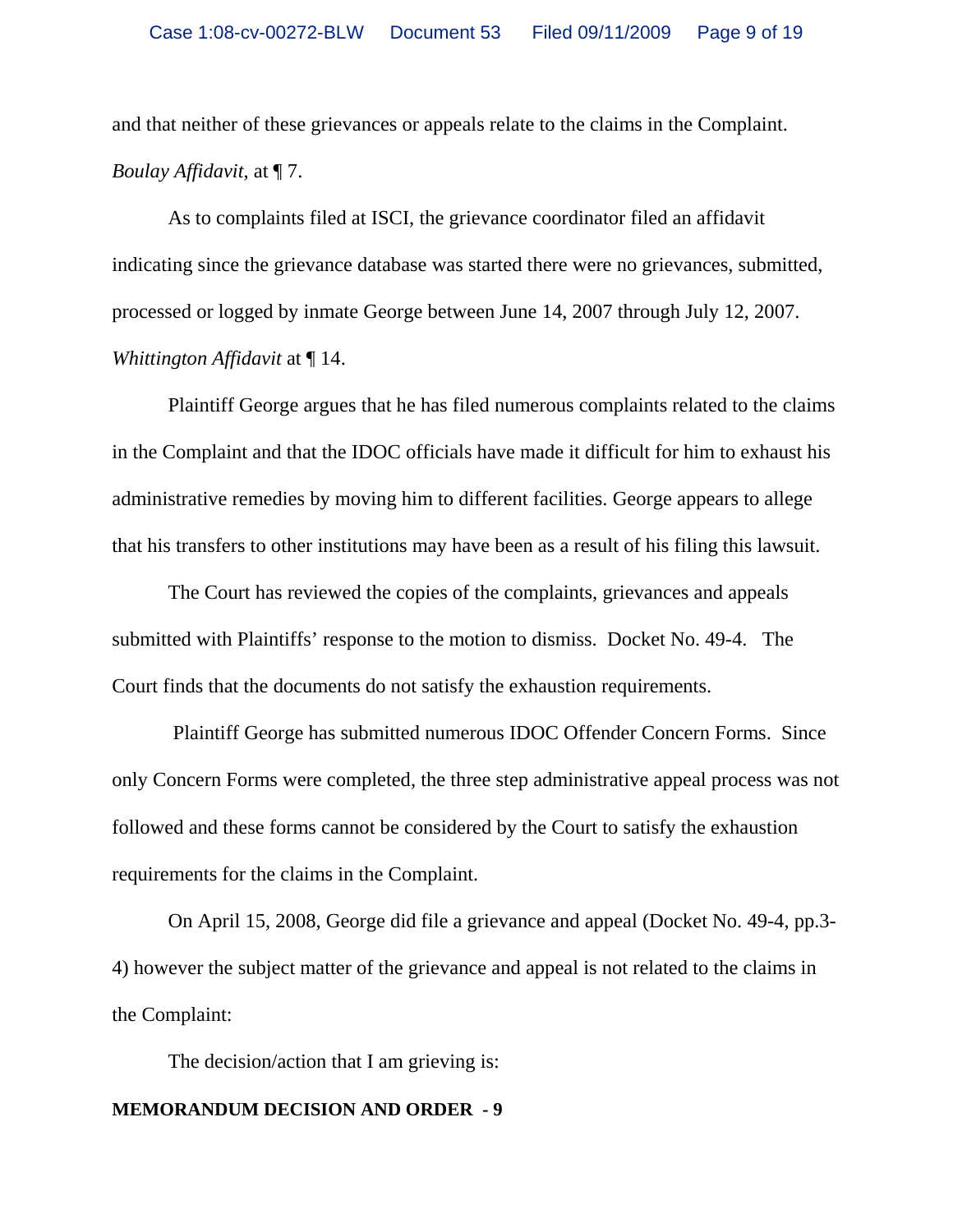and that neither of these grievances or appeals relate to the claims in the Complaint. *Boulay Affidavit*, at ¶ 7.

As to complaints filed at ISCI, the grievance coordinator filed an affidavit indicating since the grievance database was started there were no grievances, submitted, processed or logged by inmate George between June 14, 2007 through July 12, 2007. *Whittington Affidavit* at ¶ 14.

Plaintiff George argues that he has filed numerous complaints related to the claims in the Complaint and that the IDOC officials have made it difficult for him to exhaust his administrative remedies by moving him to different facilities. George appears to allege that his transfers to other institutions may have been as a result of his filing this lawsuit.

The Court has reviewed the copies of the complaints, grievances and appeals submitted with Plaintiffs' response to the motion to dismiss. Docket No. 49-4. The Court finds that the documents do not satisfy the exhaustion requirements.

Plaintiff George has submitted numerous IDOC Offender Concern Forms. Since only Concern Forms were completed, the three step administrative appeal process was not followed and these forms cannot be considered by the Court to satisfy the exhaustion requirements for the claims in the Complaint.

On April 15, 2008, George did file a grievance and appeal (Docket No. 49-4, pp.3-4) however the subject matter of the grievance and appeal is not related to the claims in the Complaint:

The decision/action that I am grieving is: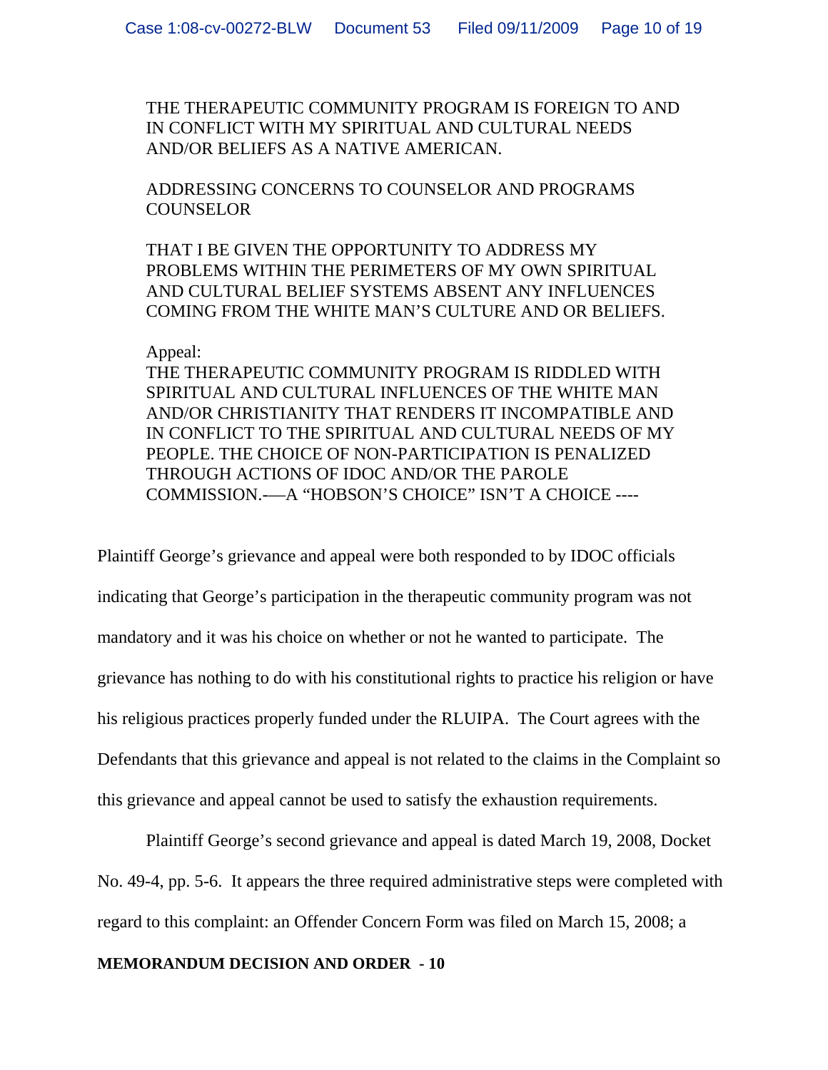> THE THERAPEUTIC COMMUNITY PROGRAM IS FOREIGN TO AND IN CONFLICT WITH MY SPIRITUAL AND CULTURAL NEEDS AND/OR BELIEFS AS A NATIVE AMERICAN.
>
> ADDRESSING CONCERNS TO COUNSELOR AND PROGRAMS COUNSELOR
>
> THAT I BE GIVEN THE OPPORTUNITY TO ADDRESS MY PROBLEMS WITHIN THE PERIMETERS OF MY OWN SPIRITUAL AND CULTURAL BELIEF SYSTEMS ABSENT ANY INFLUENCES COMING FROM THE WHITE MAN'S CULTURE AND OR BELIEFS.
>
> Appeal:
> THE THERAPEUTIC COMMUNITY PROGRAM IS RIDDLED WITH SPIRITUAL AND CULTURAL INFLUENCES OF THE WHITE MAN AND/OR CHRISTIANITY THAT RENDERS IT INCOMPATIBLE AND IN CONFLICT TO THE SPIRITUAL AND CULTURAL NEEDS OF MY PEOPLE. THE CHOICE OF NON-PARTICIPATION IS PENALIZED THROUGH ACTIONS OF IDOC AND/OR THE PAROLE COMMISSION.—-A "HOBSON'S CHOICE" ISN'T A CHOICE ----

Plaintiff George's grievance and appeal were both responded to by IDOC officials indicating that George's participation in the therapeutic community program was not mandatory and it was his choice on whether or not he wanted to participate. The grievance has nothing to do with his constitutional rights to practice his religion or have his religious practices properly funded under the RLUIPA. The Court agrees with the Defendants that this grievance and appeal is not related to the claims in the Complaint so this grievance and appeal cannot be used to satisfy the exhaustion requirements.

Plaintiff George's second grievance and appeal is dated March 19, 2008, Docket No. 49-4, pp. 5-6. It appears the three required administrative steps were completed with regard to this complaint: an Offender Concern Form was filed on March 15, 2008; a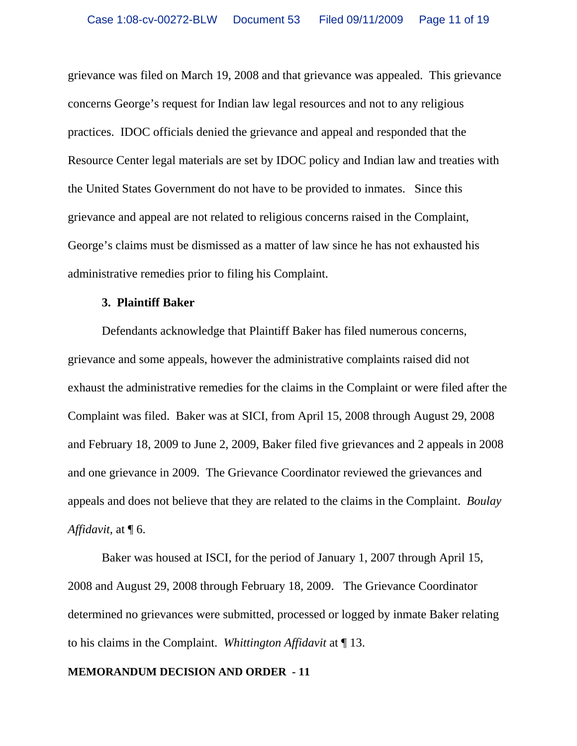grievance was filed on March 19, 2008 and that grievance was appealed. This grievance concerns George's request for Indian law legal resources and not to any religious practices. IDOC officials denied the grievance and appeal and responded that the Resource Center legal materials are set by IDOC policy and Indian law and treaties with the United States Government do not have to be provided to inmates. Since this grievance and appeal are not related to religious concerns raised in the Complaint, George's claims must be dismissed as a matter of law since he has not exhausted his administrative remedies prior to filing his Complaint.

**3. Plaintiff Baker**

Defendants acknowledge that Plaintiff Baker has filed numerous concerns, grievance and some appeals, however the administrative complaints raised did not exhaust the administrative remedies for the claims in the Complaint or were filed after the Complaint was filed. Baker was at SICI, from April 15, 2008 through August 29, 2008 and February 18, 2009 to June 2, 2009, Baker filed five grievances and 2 appeals in 2008 and one grievance in 2009. The Grievance Coordinator reviewed the grievances and appeals and does not believe that they are related to the claims in the Complaint. *Boulay Affidavit,* at ¶ 6.

Baker was housed at ISCI, for the period of January 1, 2007 through April 15, 2008 and August 29, 2008 through February 18, 2009. The Grievance Coordinator determined no grievances were submitted, processed or logged by inmate Baker relating to his claims in the Complaint. *Whittington Affidavit* at ¶ 13.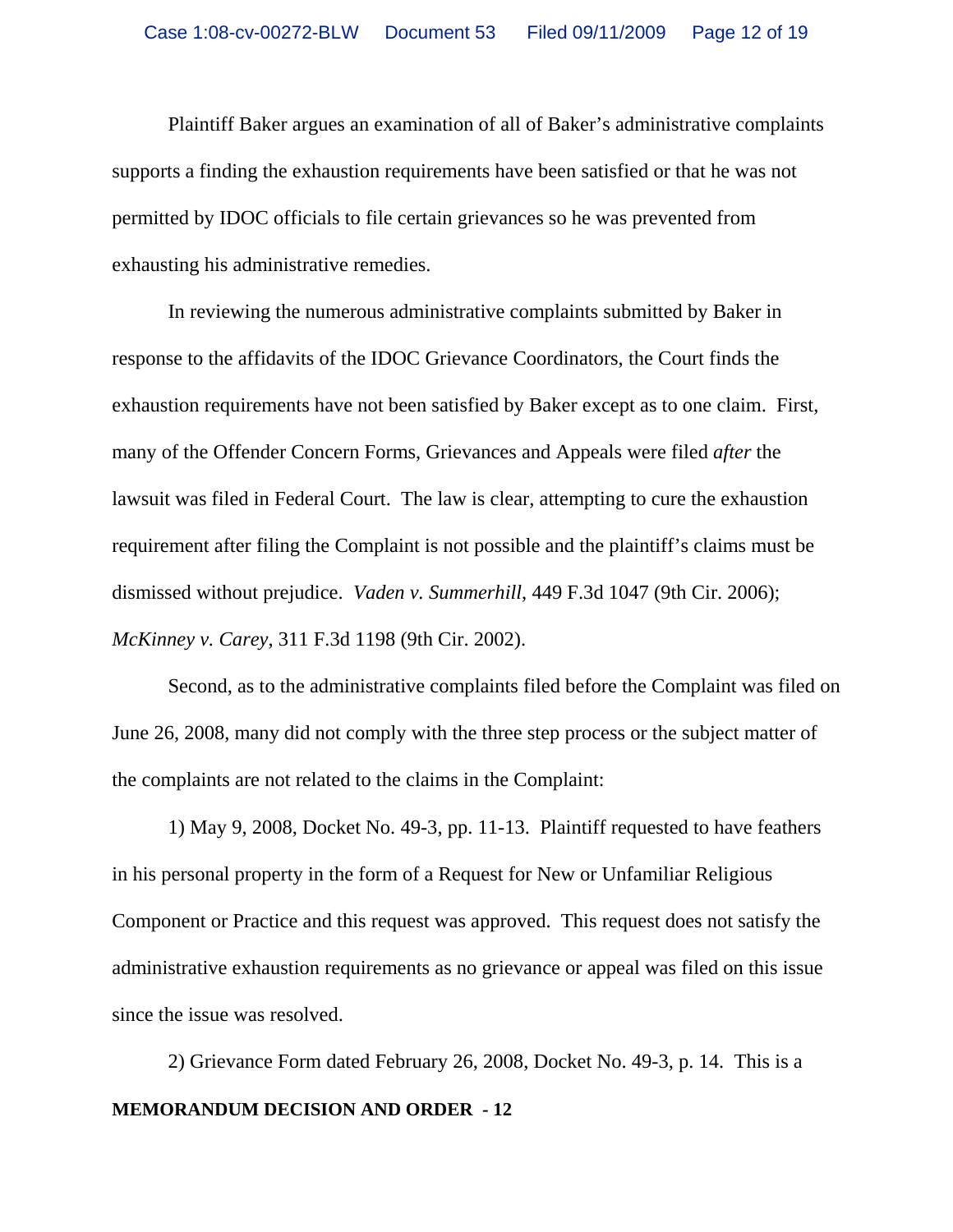Plaintiff Baker argues an examination of all of Baker's administrative complaints supports a finding the exhaustion requirements have been satisfied or that he was not permitted by IDOC officials to file certain grievances so he was prevented from exhausting his administrative remedies.

In reviewing the numerous administrative complaints submitted by Baker in response to the affidavits of the IDOC Grievance Coordinators, the Court finds the exhaustion requirements have not been satisfied by Baker except as to one claim. First, many of the Offender Concern Forms, Grievances and Appeals were filed *after* the lawsuit was filed in Federal Court. The law is clear, attempting to cure the exhaustion requirement after filing the Complaint is not possible and the plaintiff's claims must be dismissed without prejudice. *Vaden v. Summerhill*, 449 F.3d 1047 (9th Cir. 2006); *McKinney v. Carey*, 311 F.3d 1198 (9th Cir. 2002).

Second, as to the administrative complaints filed before the Complaint was filed on June 26, 2008, many did not comply with the three step process or the subject matter of the complaints are not related to the claims in the Complaint:

1) May 9, 2008, Docket No. 49-3, pp. 11-13. Plaintiff requested to have feathers in his personal property in the form of a Request for New or Unfamiliar Religious Component or Practice and this request was approved. This request does not satisfy the administrative exhaustion requirements as no grievance or appeal was filed on this issue since the issue was resolved.

2) Grievance Form dated February 26, 2008, Docket No. 49-3, p. 14. This is a

**MEMORANDUM DECISION AND ORDER - 12**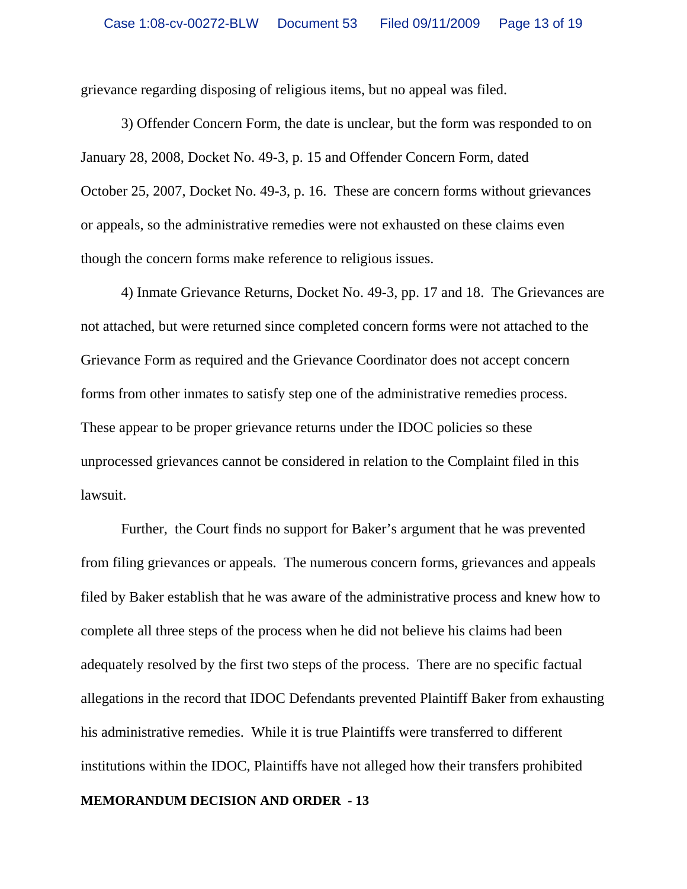grievance regarding disposing of religious items, but no appeal was filed.

3) Offender Concern Form, the date is unclear, but the form was responded to on January 28, 2008, Docket No. 49-3, p. 15 and Offender Concern Form, dated October 25, 2007, Docket No. 49-3, p. 16. These are concern forms without grievances or appeals, so the administrative remedies were not exhausted on these claims even though the concern forms make reference to religious issues.

4) Inmate Grievance Returns, Docket No. 49-3, pp. 17 and 18. The Grievances are not attached, but were returned since completed concern forms were not attached to the Grievance Form as required and the Grievance Coordinator does not accept concern forms from other inmates to satisfy step one of the administrative remedies process. These appear to be proper grievance returns under the IDOC policies so these unprocessed grievances cannot be considered in relation to the Complaint filed in this lawsuit.

Further, the Court finds no support for Baker's argument that he was prevented from filing grievances or appeals. The numerous concern forms, grievances and appeals filed by Baker establish that he was aware of the administrative process and knew how to complete all three steps of the process when he did not believe his claims had been adequately resolved by the first two steps of the process. There are no specific factual allegations in the record that IDOC Defendants prevented Plaintiff Baker from exhausting his administrative remedies. While it is true Plaintiffs were transferred to different institutions within the IDOC, Plaintiffs have not alleged how their transfers prohibited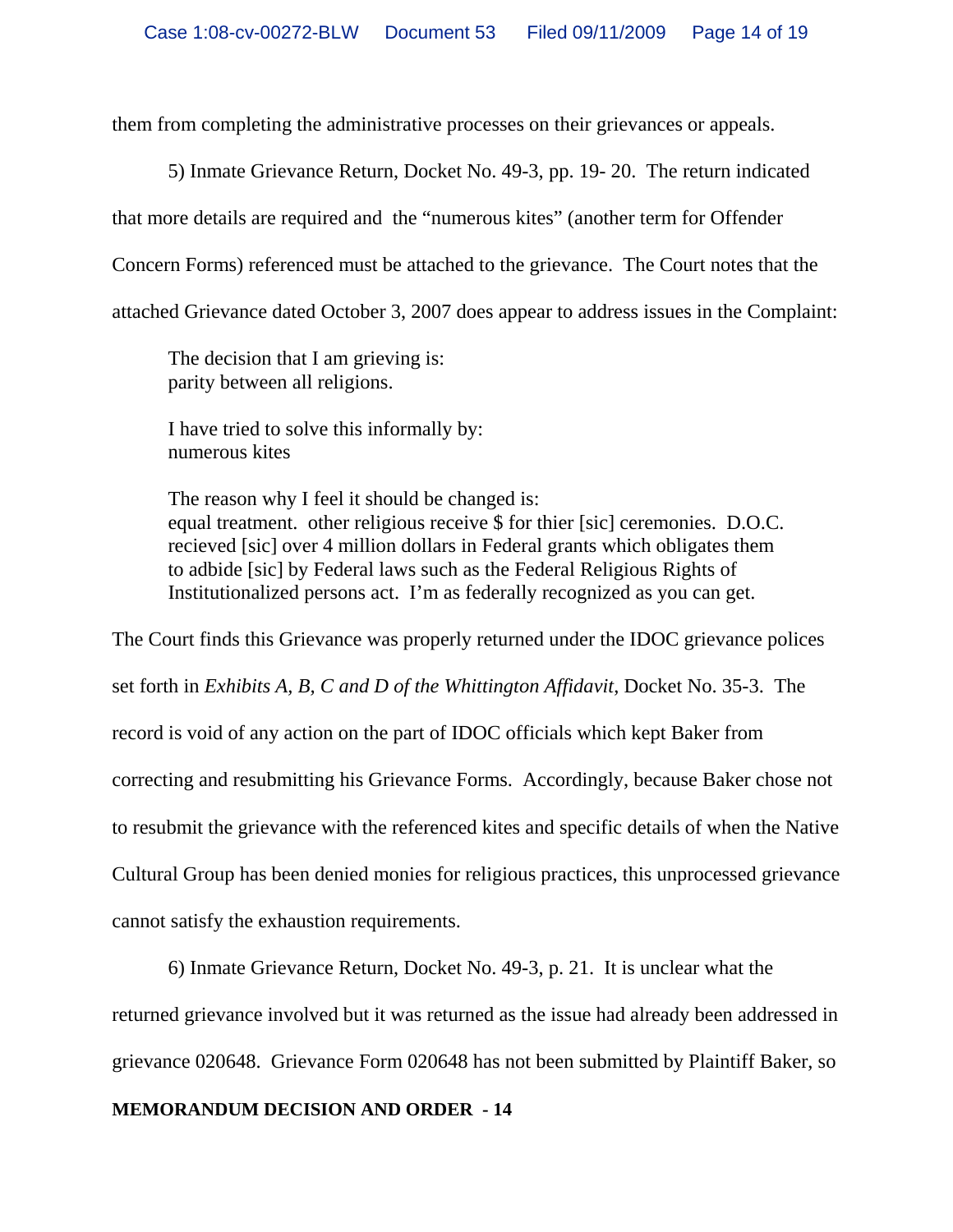them from completing the administrative processes on their grievances or appeals.

5) Inmate Grievance Return, Docket No. 49-3, pp. 19- 20. The return indicated that more details are required and the "numerous kites" (another term for Offender Concern Forms) referenced must be attached to the grievance. The Court notes that the attached Grievance dated October 3, 2007 does appear to address issues in the Complaint:

> The decision that I am grieving is:
> parity between all religions.
>
> I have tried to solve this informally by:
> numerous kites
>
> The reason why I feel it should be changed is:
> equal treatment. other religious receive $ for thier [sic] ceremonies. D.O.C. recieved [sic] over 4 million dollars in Federal grants which obligates them to adbide [sic] by Federal laws such as the Federal Religious Rights of Institutionalized persons act. I'm as federally recognized as you can get.

The Court finds this Grievance was properly returned under the IDOC grievance polices set forth in *Exhibits A, B, C and D of the Whittington Affidavit*, Docket No. 35-3. The record is void of any action on the part of IDOC officials which kept Baker from correcting and resubmitting his Grievance Forms. Accordingly, because Baker chose not to resubmit the grievance with the referenced kites and specific details of when the Native Cultural Group has been denied monies for religious practices, this unprocessed grievance cannot satisfy the exhaustion requirements.

6) Inmate Grievance Return, Docket No. 49-3, p. 21. It is unclear what the returned grievance involved but it was returned as the issue had already been addressed in grievance 020648. Grievance Form 020648 has not been submitted by Plaintiff Baker, so

**MEMORANDUM DECISION AND ORDER - 14**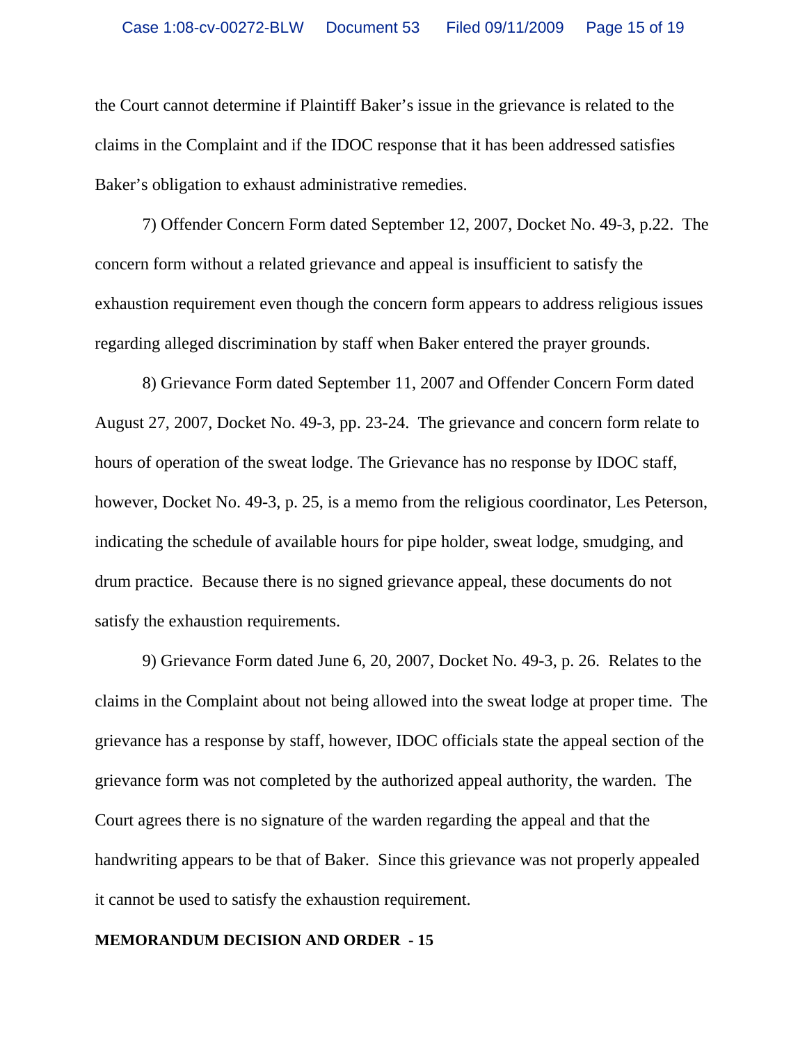the Court cannot determine if Plaintiff Baker's issue in the grievance is related to the claims in the Complaint and if the IDOC response that it has been addressed satisfies Baker's obligation to exhaust administrative remedies.

7) Offender Concern Form dated September 12, 2007, Docket No. 49-3, p.22. The concern form without a related grievance and appeal is insufficient to satisfy the exhaustion requirement even though the concern form appears to address religious issues regarding alleged discrimination by staff when Baker entered the prayer grounds.

8) Grievance Form dated September 11, 2007 and Offender Concern Form dated August 27, 2007, Docket No. 49-3, pp. 23-24. The grievance and concern form relate to hours of operation of the sweat lodge. The Grievance has no response by IDOC staff, however, Docket No. 49-3, p. 25, is a memo from the religious coordinator, Les Peterson, indicating the schedule of available hours for pipe holder, sweat lodge, smudging, and drum practice. Because there is no signed grievance appeal, these documents do not satisfy the exhaustion requirements.

9) Grievance Form dated June 6, 20, 2007, Docket No. 49-3, p. 26. Relates to the claims in the Complaint about not being allowed into the sweat lodge at proper time. The grievance has a response by staff, however, IDOC officials state the appeal section of the grievance form was not completed by the authorized appeal authority, the warden. The Court agrees there is no signature of the warden regarding the appeal and that the handwriting appears to be that of Baker. Since this grievance was not properly appealed it cannot be used to satisfy the exhaustion requirement.

**MEMORANDUM DECISION AND ORDER - 15**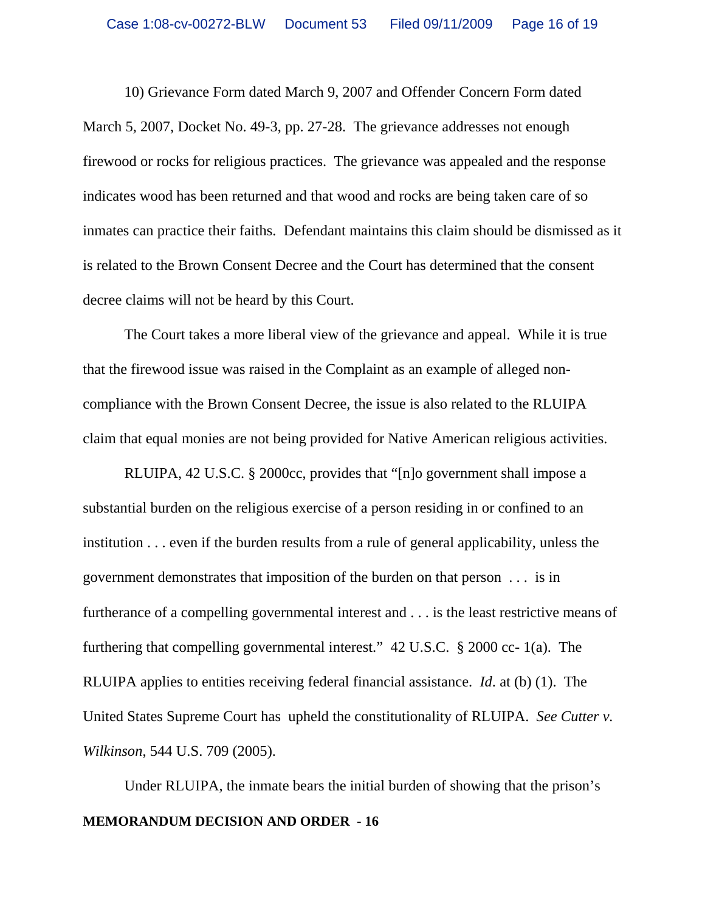10) Grievance Form dated March 9, 2007 and Offender Concern Form dated March 5, 2007, Docket No. 49-3, pp. 27-28. The grievance addresses not enough firewood or rocks for religious practices. The grievance was appealed and the response indicates wood has been returned and that wood and rocks are being taken care of so inmates can practice their faiths. Defendant maintains this claim should be dismissed as it is related to the Brown Consent Decree and the Court has determined that the consent decree claims will not be heard by this Court.

The Court takes a more liberal view of the grievance and appeal. While it is true that the firewood issue was raised in the Complaint as an example of alleged non-compliance with the Brown Consent Decree, the issue is also related to the RLUIPA claim that equal monies are not being provided for Native American religious activities.

RLUIPA, 42 U.S.C. § 2000cc, provides that "[n]o government shall impose a substantial burden on the religious exercise of a person residing in or confined to an institution . . . even if the burden results from a rule of general applicability, unless the government demonstrates that imposition of the burden on that person . . . is in furtherance of a compelling governmental interest and . . . is the least restrictive means of furthering that compelling governmental interest." 42 U.S.C. § 2000 cc- 1(a). The RLUIPA applies to entities receiving federal financial assistance. *Id*. at (b) (1). The United States Supreme Court has upheld the constitutionality of RLUIPA. *See Cutter v. Wilkinson*, 544 U.S. 709 (2005).

Under RLUIPA, the inmate bears the initial burden of showing that the prison's

**MEMORANDUM DECISION AND ORDER - 16**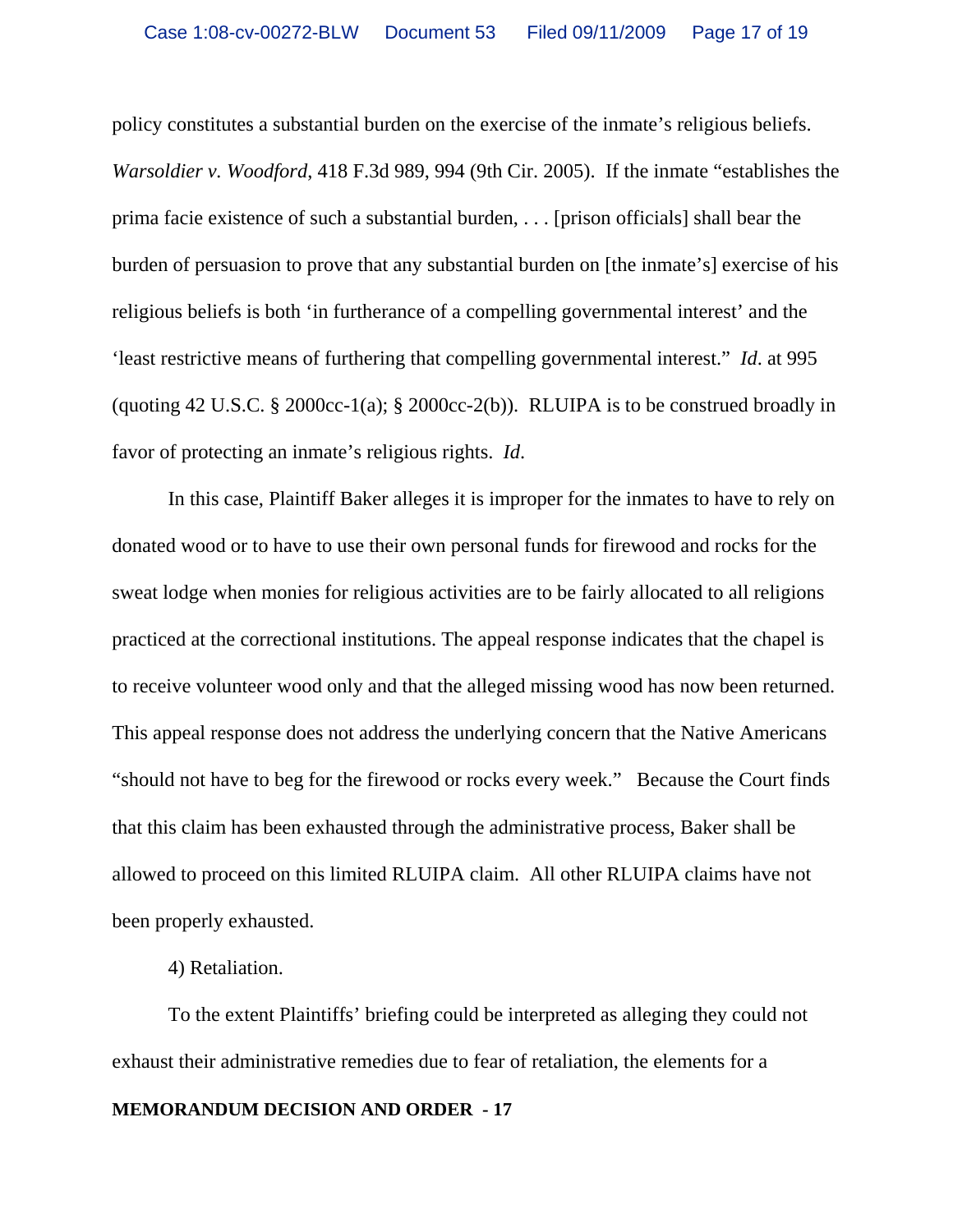policy constitutes a substantial burden on the exercise of the inmate's religious beliefs. *Warsoldier v. Woodford*, 418 F.3d 989, 994 (9th Cir. 2005). If the inmate "establishes the prima facie existence of such a substantial burden, . . . [prison officials] shall bear the burden of persuasion to prove that any substantial burden on [the inmate's] exercise of his religious beliefs is both 'in furtherance of a compelling governmental interest' and the 'least restrictive means of furthering that compelling governmental interest." *Id*. at 995 (quoting 42 U.S.C. § 2000cc-1(a); § 2000cc-2(b)). RLUIPA is to be construed broadly in favor of protecting an inmate's religious rights. *Id*.

In this case, Plaintiff Baker alleges it is improper for the inmates to have to rely on donated wood or to have to use their own personal funds for firewood and rocks for the sweat lodge when monies for religious activities are to be fairly allocated to all religions practiced at the correctional institutions. The appeal response indicates that the chapel is to receive volunteer wood only and that the alleged missing wood has now been returned. This appeal response does not address the underlying concern that the Native Americans "should not have to beg for the firewood or rocks every week." Because the Court finds that this claim has been exhausted through the administrative process, Baker shall be allowed to proceed on this limited RLUIPA claim. All other RLUIPA claims have not been properly exhausted.

4) Retaliation.

To the extent Plaintiffs' briefing could be interpreted as alleging they could not exhaust their administrative remedies due to fear of retaliation, the elements for a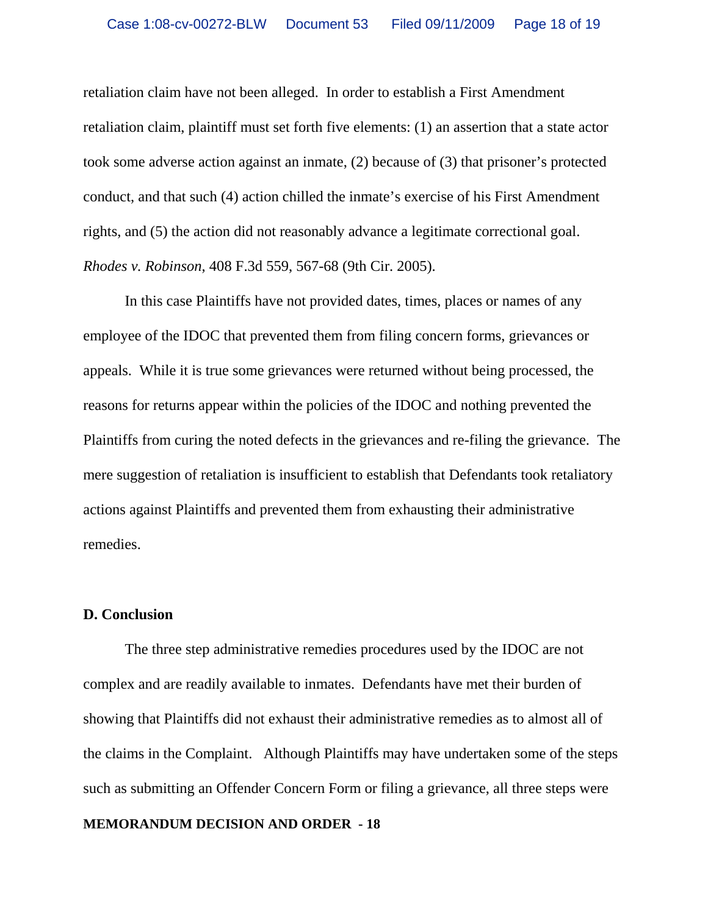retaliation claim have not been alleged. In order to establish a First Amendment retaliation claim, plaintiff must set forth five elements: (1) an assertion that a state actor took some adverse action against an inmate, (2) because of (3) that prisoner's protected conduct, and that such (4) action chilled the inmate's exercise of his First Amendment rights, and (5) the action did not reasonably advance a legitimate correctional goal. *Rhodes v. Robinson*, 408 F.3d 559, 567-68 (9th Cir. 2005).

In this case Plaintiffs have not provided dates, times, places or names of any employee of the IDOC that prevented them from filing concern forms, grievances or appeals. While it is true some grievances were returned without being processed, the reasons for returns appear within the policies of the IDOC and nothing prevented the Plaintiffs from curing the noted defects in the grievances and re-filing the grievance. The mere suggestion of retaliation is insufficient to establish that Defendants took retaliatory actions against Plaintiffs and prevented them from exhausting their administrative remedies.

**D. Conclusion**

The three step administrative remedies procedures used by the IDOC are not complex and are readily available to inmates. Defendants have met their burden of showing that Plaintiffs did not exhaust their administrative remedies as to almost all of the claims in the Complaint. Although Plaintiffs may have undertaken some of the steps such as submitting an Offender Concern Form or filing a grievance, all three steps were

**MEMORANDUM DECISION AND ORDER - 18**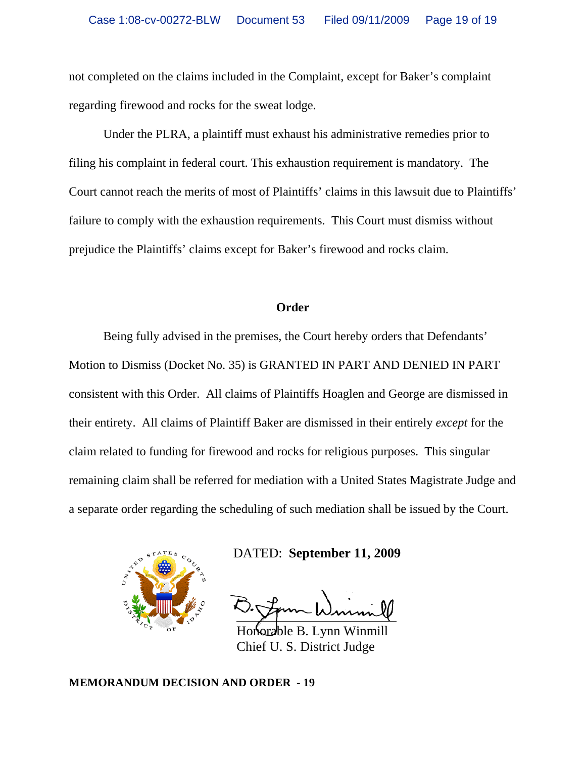not completed on the claims included in the Complaint, except for Baker's complaint regarding firewood and rocks for the sweat lodge.

Under the PLRA, a plaintiff must exhaust his administrative remedies prior to filing his complaint in federal court. This exhaustion requirement is mandatory. The Court cannot reach the merits of most of Plaintiffs' claims in this lawsuit due to Plaintiffs' failure to comply with the exhaustion requirements. This Court must dismiss without prejudice the Plaintiffs' claims except for Baker's firewood and rocks claim.

**Order**

Being fully advised in the premises, the Court hereby orders that Defendants' Motion to Dismiss (Docket No. 35) is GRANTED IN PART AND DENIED IN PART consistent with this Order. All claims of Plaintiffs Hoaglen and George are dismissed in their entirety. All claims of Plaintiff Baker are dismissed in their entirely *except* for the claim related to funding for firewood and rocks for religious purposes. This singular remaining claim shall be referred for mediation with a United States Magistrate Judge and a separate order regarding the scheduling of such mediation shall be issued by the Court.

DATED: **September 11, 2009**

Honorable B. Lynn Winmill
Chief U. S. District Judge

**MEMORANDUM DECISION AND ORDER - 19**